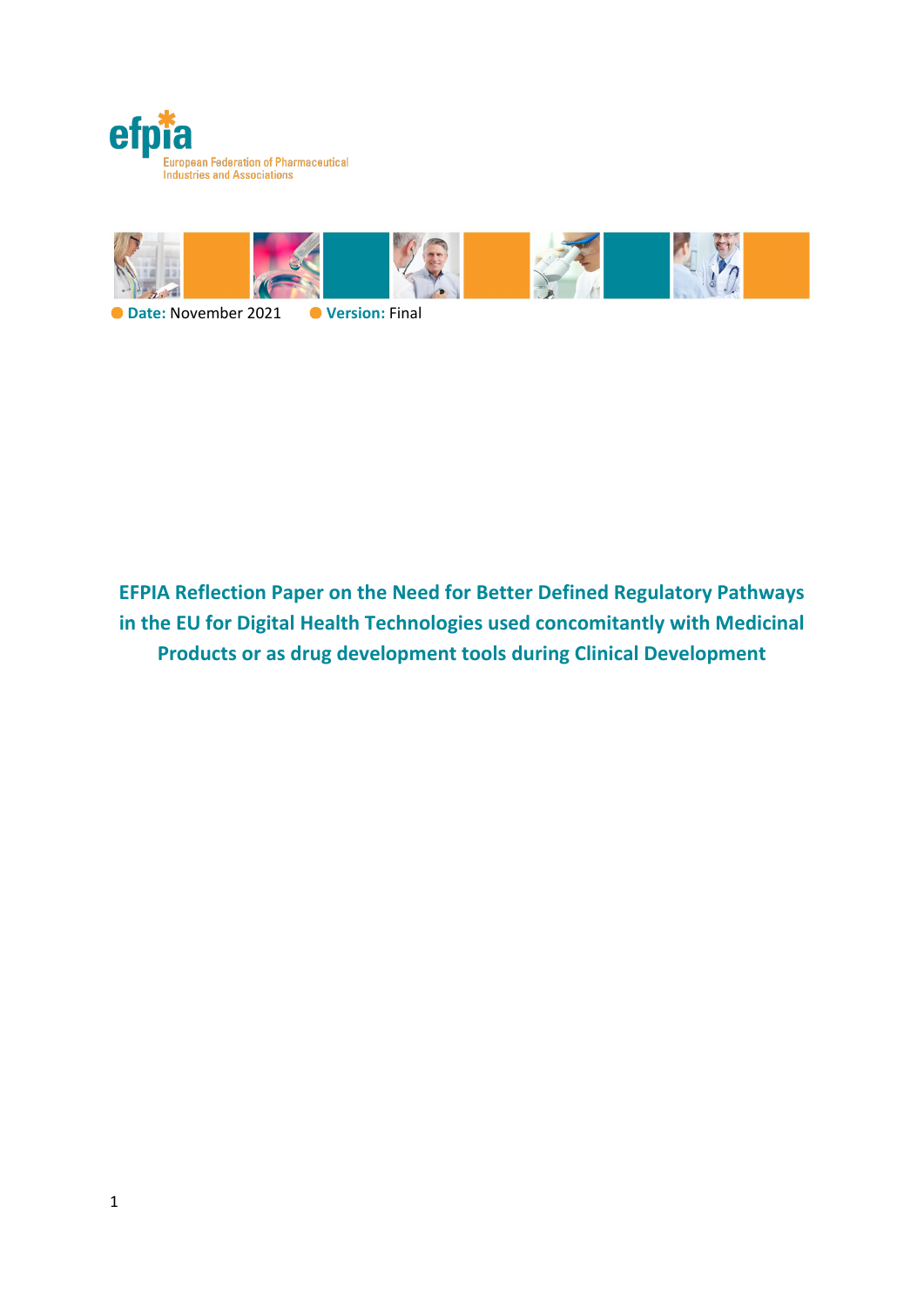efpia

European Federation of Pharmaceutical Industries and Associations

**Date:** November 2021 **Version:** Final

# EFPIA Reflection Paper on the Need for Better Defined Regulatory Pathways in the EU for Digital Health Technologies used concomitantly with Medicinal Products or as drug development tools during Clinical Development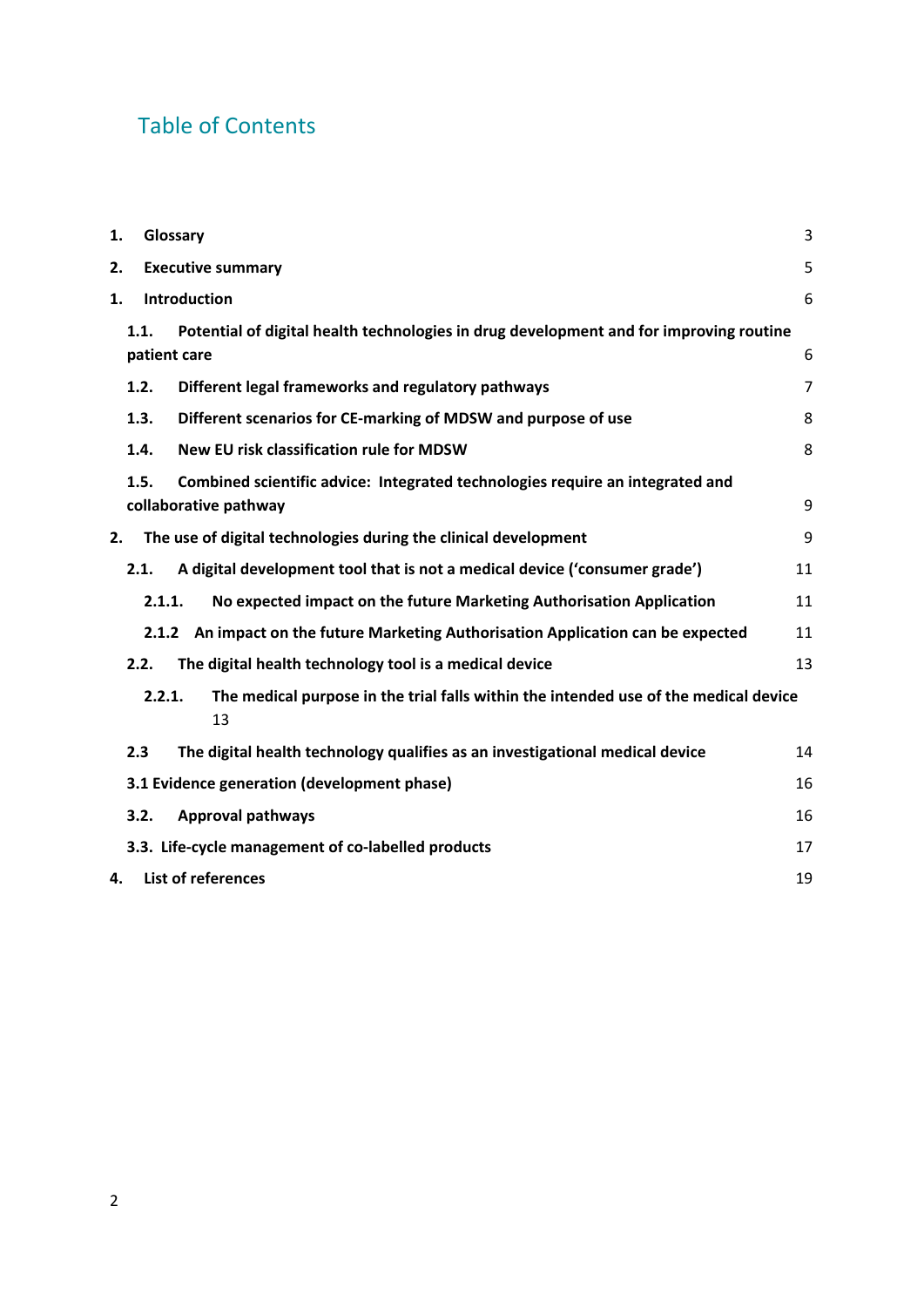# Table of Contents

| | |
|---|---|
| **1. Glossary** | 3 |
| **2. Executive summary** | 5 |
| **1. Introduction** | 6 |
| **1.1. Potential of digital health technologies in drug development and for improving routine patient care** | 6 |
| **1.2. Different legal frameworks and regulatory pathways** | 7 |
| **1.3. Different scenarios for CE-marking of MDSW and purpose of use** | 8 |
| **1.4. New EU risk classification rule for MDSW** | 8 |
| **1.5. Combined scientific advice: Integrated technologies require an integrated and collaborative pathway** | 9 |
| **2. The use of digital technologies during the clinical development** | 9 |
| **2.1. A digital development tool that is not a medical device ('consumer grade')** | 11 |
| **2.1.1. No expected impact on the future Marketing Authorisation Application** | 11 |
| **2.1.2 An impact on the future Marketing Authorisation Application can be expected** | 11 |
| **2.2. The digital health technology tool is a medical device** | 13 |
| **2.2.1. The medical purpose in the trial falls within the intended use of the medical device** | 13 |
| **2.3 The digital health technology qualifies as an investigational medical device** | 14 |
| **3.1 Evidence generation (development phase)** | 16 |
| **3.2. Approval pathways** | 16 |
| **3.3. Life-cycle management of co-labelled products** | 17 |
| **4. List of references** | 19 |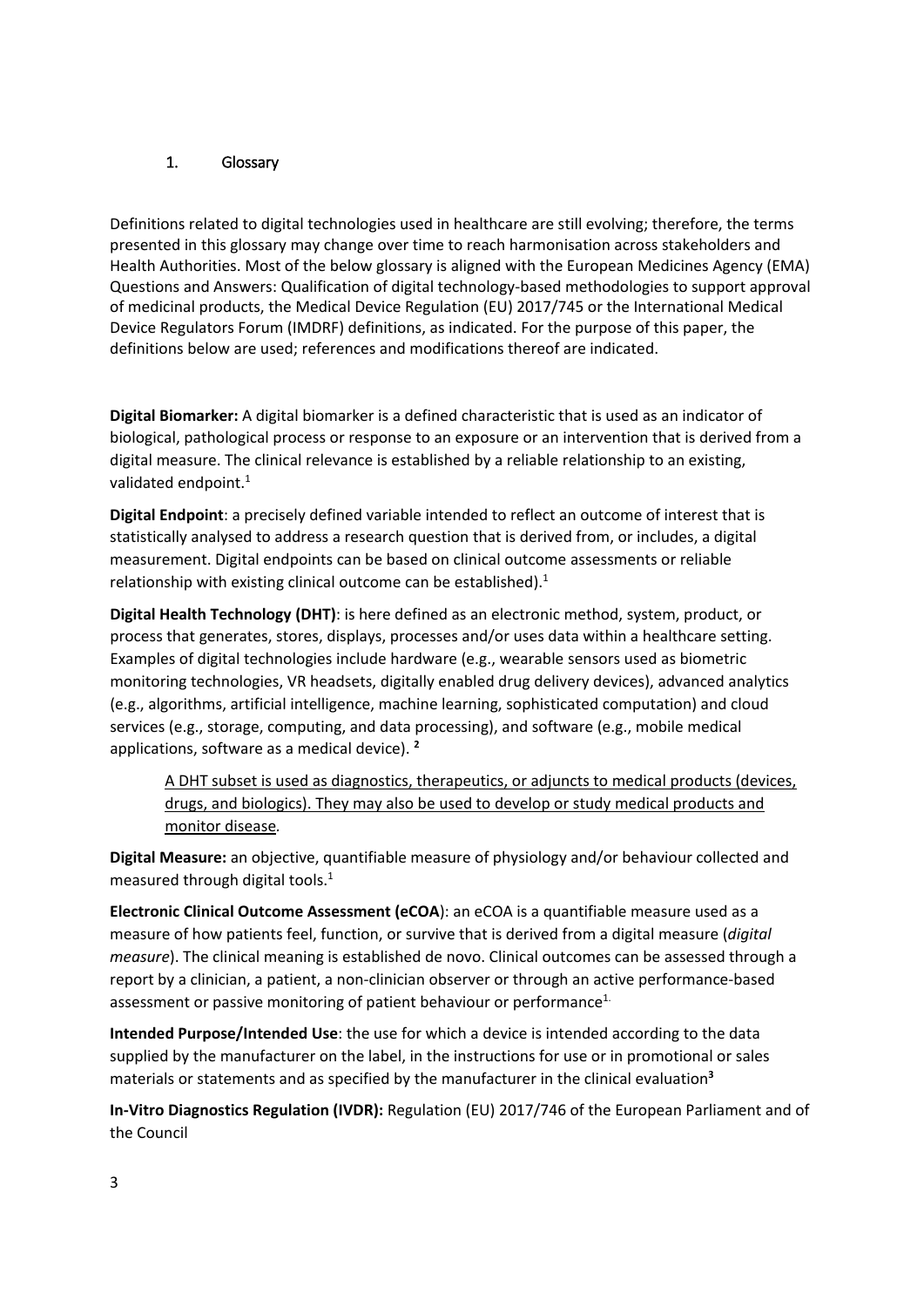## 1. Glossary

Definitions related to digital technologies used in healthcare are still evolving; therefore, the terms presented in this glossary may change over time to reach harmonisation across stakeholders and Health Authorities. Most of the below glossary is aligned with the European Medicines Agency (EMA) Questions and Answers: Qualification of digital technology-based methodologies to support approval of medicinal products, the Medical Device Regulation (EU) 2017/745 or the International Medical Device Regulators Forum (IMDRF) definitions, as indicated. For the purpose of this paper, the definitions below are used; references and modifications thereof are indicated.

**Digital Biomarker:** A digital biomarker is a defined characteristic that is used as an indicator of biological, pathological process or response to an exposure or an intervention that is derived from a digital measure. The clinical relevance is established by a reliable relationship to an existing, validated endpoint.[1]

**Digital Endpoint**: a precisely defined variable intended to reflect an outcome of interest that is statistically analysed to address a research question that is derived from, or includes, a digital measurement. Digital endpoints can be based on clinical outcome assessments or reliable relationship with existing clinical outcome can be established).[1]

**Digital Health Technology (DHT)**: is here defined as an electronic method, system, product, or process that generates, stores, displays, processes and/or uses data within a healthcare setting. Examples of digital technologies include hardware (e.g., wearable sensors used as biometric monitoring technologies, VR headsets, digitally enabled drug delivery devices), advanced analytics (e.g., algorithms, artificial intelligence, machine learning, sophisticated computation) and cloud services (e.g., storage, computing, and data processing), and software (e.g., mobile medical applications, software as a medical device). [2]

> A DHT subset is used as diagnostics, therapeutics, or adjuncts to medical products (devices, drugs, and biologics). They may also be used to develop or study medical products and monitor disease.

**Digital Measure:** an objective, quantifiable measure of physiology and/or behaviour collected and measured through digital tools.[1]

**Electronic Clinical Outcome Assessment (eCOA)**: an eCOA is a quantifiable measure used as a measure of how patients feel, function, or survive that is derived from a digital measure (*digital measure*). The clinical meaning is established de novo. Clinical outcomes can be assessed through a report by a clinician, a patient, a non-clinician observer or through an active performance-based assessment or passive monitoring of patient behaviour or performance[1].

**Intended Purpose/Intended Use**: the use for which a device is intended according to the data supplied by the manufacturer on the label, in the instructions for use or in promotional or sales materials or statements and as specified by the manufacturer in the clinical evaluation[3]

**In-Vitro Diagnostics Regulation (IVDR):** Regulation (EU) 2017/746 of the European Parliament and of the Council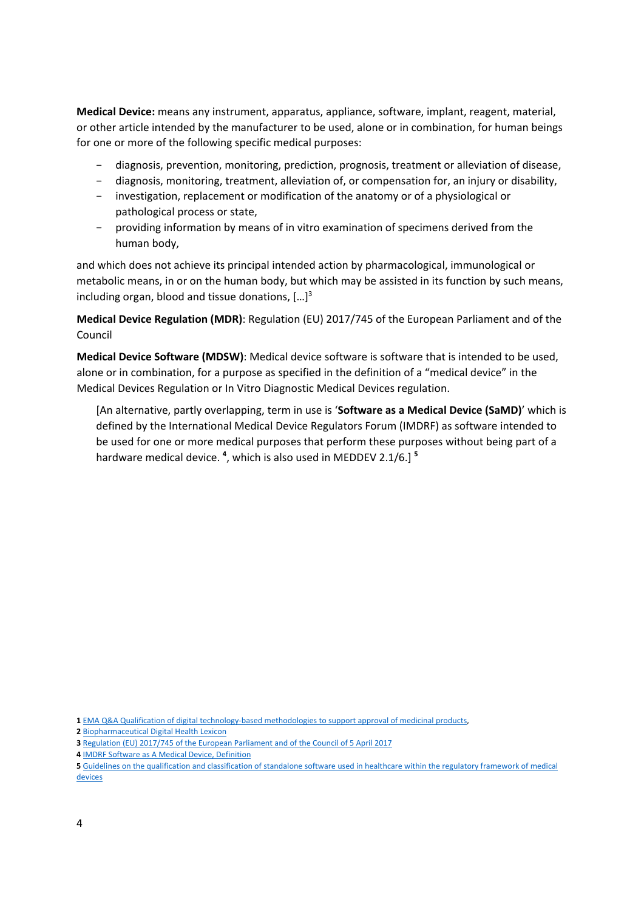**Medical Device:** means any instrument, apparatus, appliance, software, implant, reagent, material, or other article intended by the manufacturer to be used, alone or in combination, for human beings for one or more of the following specific medical purposes:

- diagnosis, prevention, monitoring, prediction, prognosis, treatment or alleviation of disease,
- diagnosis, monitoring, treatment, alleviation of, or compensation for, an injury or disability,
- investigation, replacement or modification of the anatomy or of a physiological or pathological process or state,
- providing information by means of in vitro examination of specimens derived from the human body,

and which does not achieve its principal intended action by pharmacological, immunological or metabolic means, in or on the human body, but which may be assisted in its function by such means, including organ, blood and tissue donations, […][3]

**Medical Device Regulation (MDR)**: Regulation (EU) 2017/745 of the European Parliament and of the Council

**Medical Device Software (MDSW)**: Medical device software is software that is intended to be used, alone or in combination, for a purpose as specified in the definition of a "medical device" in the Medical Devices Regulation or In Vitro Diagnostic Medical Devices regulation.

> [An alternative, partly overlapping, term in use is '**Software as a Medical Device (SaMD)**' which is defined by the International Medical Device Regulators Forum (IMDRF) as software intended to be used for one or more medical purposes that perform these purposes without being part of a hardware medical device. [4], which is also used in MEDDEV 2.1/6.] [5]

**1** EMA Q&A Qualification of digital technology-based methodologies to support approval of medicinal products,

**2** Biopharmaceutical Digital Health Lexicon

**3** Regulation (EU) 2017/745 of the European Parliament and of the Council of 5 April 2017

**4** IMDRF Software as A Medical Device, Definition

**5** Guidelines on the qualification and classification of standalone software used in healthcare within the regulatory framework of medical devices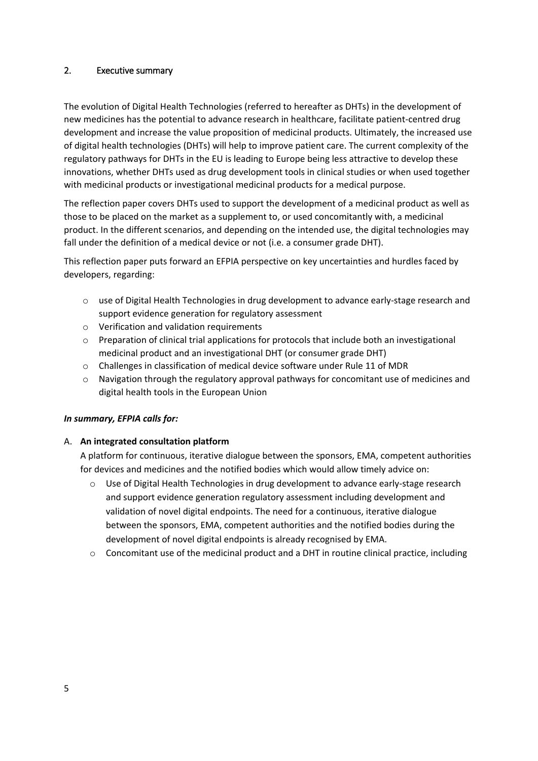## 2. Executive summary

The evolution of Digital Health Technologies (referred to hereafter as DHTs) in the development of new medicines has the potential to advance research in healthcare, facilitate patient-centred drug development and increase the value proposition of medicinal products. Ultimately, the increased use of digital health technologies (DHTs) will help to improve patient care. The current complexity of the regulatory pathways for DHTs in the EU is leading to Europe being less attractive to develop these innovations, whether DHTs used as drug development tools in clinical studies or when used together with medicinal products or investigational medicinal products for a medical purpose.

The reflection paper covers DHTs used to support the development of a medicinal product as well as those to be placed on the market as a supplement to, or used concomitantly with, a medicinal product. In the different scenarios, and depending on the intended use, the digital technologies may fall under the definition of a medical device or not (i.e. a consumer grade DHT).

This reflection paper puts forward an EFPIA perspective on key uncertainties and hurdles faced by developers, regarding:

- use of Digital Health Technologies in drug development to advance early-stage research and support evidence generation for regulatory assessment
- Verification and validation requirements
- Preparation of clinical trial applications for protocols that include both an investigational medicinal product and an investigational DHT (or consumer grade DHT)
- Challenges in classification of medical device software under Rule 11 of MDR
- Navigation through the regulatory approval pathways for concomitant use of medicines and digital health tools in the European Union

***In summary, EFPIA calls for:***

A. **An integrated consultation platform**

A platform for continuous, iterative dialogue between the sponsors, EMA, competent authorities for devices and medicines and the notified bodies which would allow timely advice on:

- Use of Digital Health Technologies in drug development to advance early-stage research and support evidence generation regulatory assessment including development and validation of novel digital endpoints. The need for a continuous, iterative dialogue between the sponsors, EMA, competent authorities and the notified bodies during the development of novel digital endpoints is already recognised by EMA.
- Concomitant use of the medicinal product and a DHT in routine clinical practice, including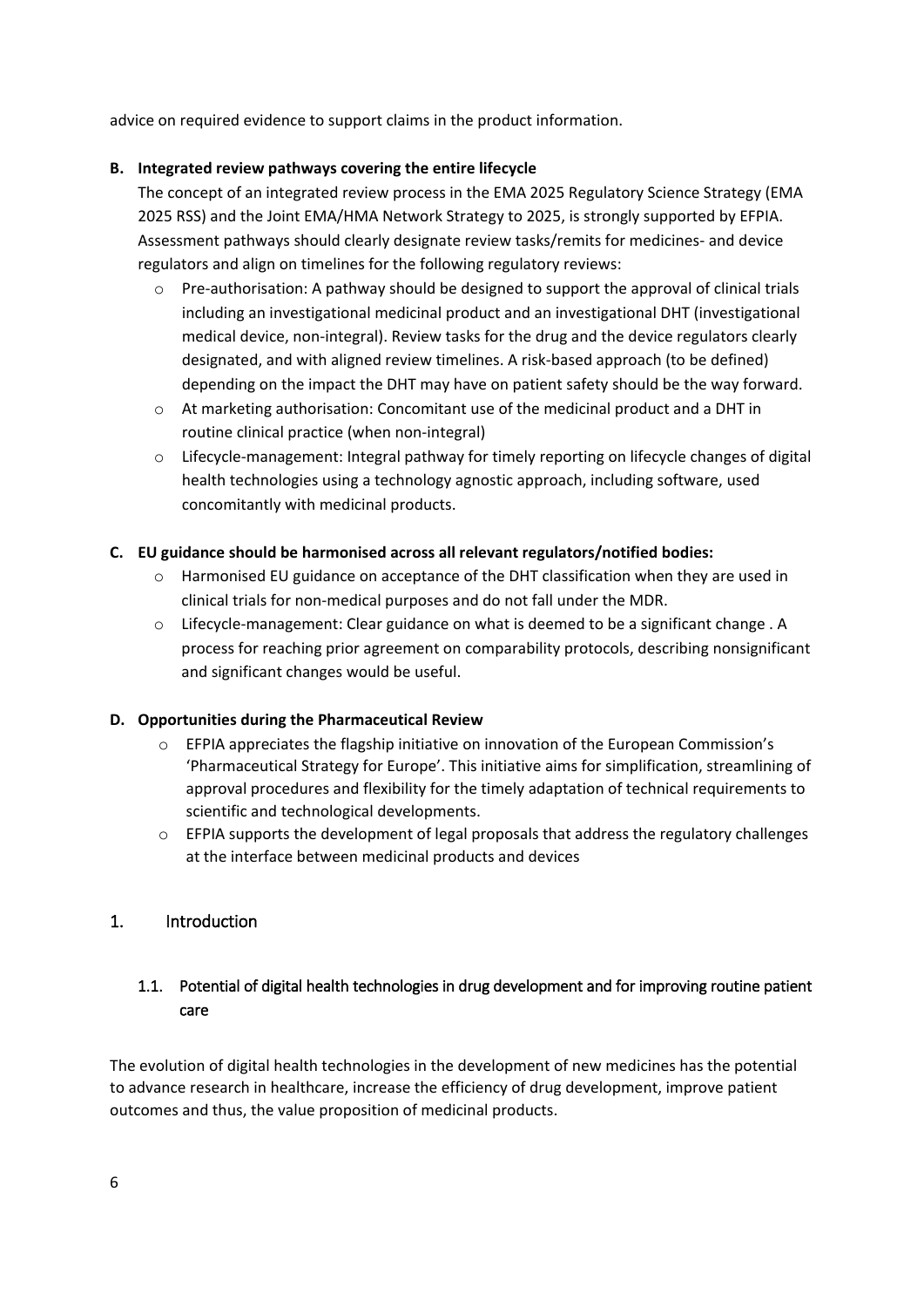advice on required evidence to support claims in the product information.

**B. Integrated review pathways covering the entire lifecycle**

The concept of an integrated review process in the EMA 2025 Regulatory Science Strategy (EMA 2025 RSS) and the Joint EMA/HMA Network Strategy to 2025, is strongly supported by EFPIA. Assessment pathways should clearly designate review tasks/remits for medicines- and device regulators and align on timelines for the following regulatory reviews:

- Pre-authorisation: A pathway should be designed to support the approval of clinical trials including an investigational medicinal product and an investigational DHT (investigational medical device, non-integral). Review tasks for the drug and the device regulators clearly designated, and with aligned review timelines. A risk-based approach (to be defined) depending on the impact the DHT may have on patient safety should be the way forward.
- At marketing authorisation: Concomitant use of the medicinal product and a DHT in routine clinical practice (when non-integral)
- Lifecycle-management: Integral pathway for timely reporting on lifecycle changes of digital health technologies using a technology agnostic approach, including software, used concomitantly with medicinal products.

**C. EU guidance should be harmonised across all relevant regulators/notified bodies:**

- Harmonised EU guidance on acceptance of the DHT classification when they are used in clinical trials for non-medical purposes and do not fall under the MDR.
- Lifecycle-management: Clear guidance on what is deemed to be a significant change . A process for reaching prior agreement on comparability protocols, describing nonsignificant and significant changes would be useful.

**D. Opportunities during the Pharmaceutical Review**

- EFPIA appreciates the flagship initiative on innovation of the European Commission's 'Pharmaceutical Strategy for Europe'. This initiative aims for simplification, streamlining of approval procedures and flexibility for the timely adaptation of technical requirements to scientific and technological developments.
- EFPIA supports the development of legal proposals that address the regulatory challenges at the interface between medicinal products and devices

## 1. Introduction

### 1.1. Potential of digital health technologies in drug development and for improving routine patient care

The evolution of digital health technologies in the development of new medicines has the potential to advance research in healthcare, increase the efficiency of drug development, improve patient outcomes and thus, the value proposition of medicinal products.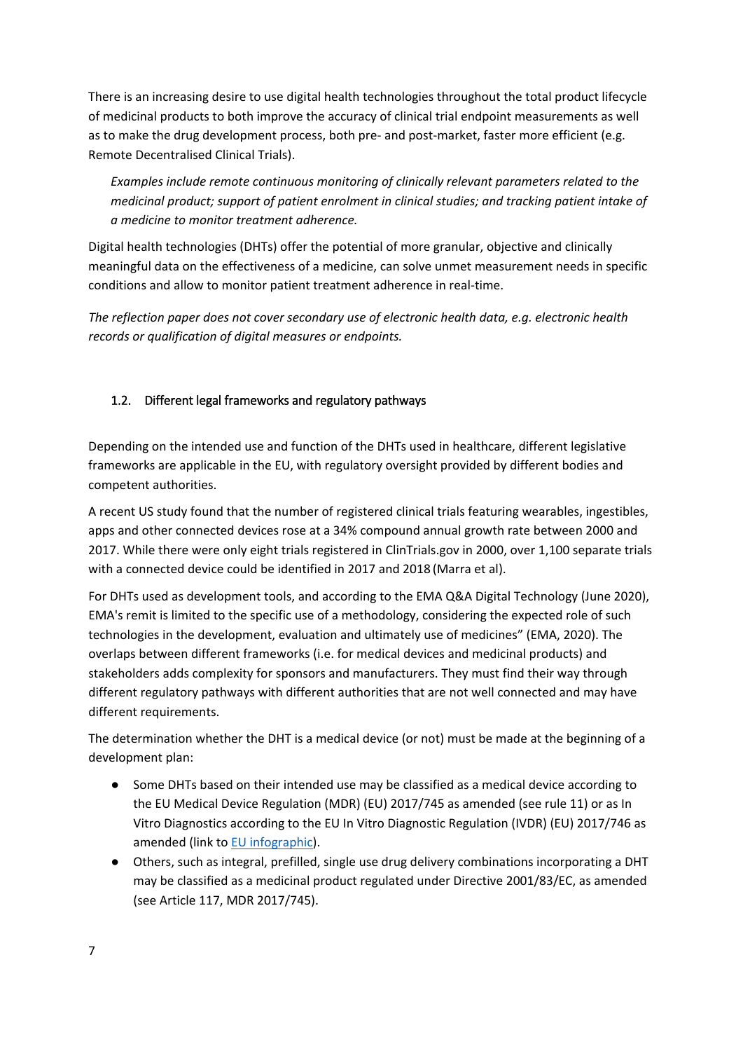There is an increasing desire to use digital health technologies throughout the total product lifecycle of medicinal products to both improve the accuracy of clinical trial endpoint measurements as well as to make the drug development process, both pre- and post-market, faster more efficient (e.g. Remote Decentralised Clinical Trials).

> *Examples include remote continuous monitoring of clinically relevant parameters related to the medicinal product; support of patient enrolment in clinical studies; and tracking patient intake of a medicine to monitor treatment adherence.*

Digital health technologies (DHTs) offer the potential of more granular, objective and clinically meaningful data on the effectiveness of a medicine, can solve unmet measurement needs in specific conditions and allow to monitor patient treatment adherence in real-time.

*The reflection paper does not cover secondary use of electronic health data, e.g. electronic health records or qualification of digital measures or endpoints.*

## 1.2. Different legal frameworks and regulatory pathways

Depending on the intended use and function of the DHTs used in healthcare, different legislative frameworks are applicable in the EU, with regulatory oversight provided by different bodies and competent authorities.

A recent US study found that the number of registered clinical trials featuring wearables, ingestibles, apps and other connected devices rose at a 34% compound annual growth rate between 2000 and 2017. While there were only eight trials registered in ClinTrials.gov in 2000, over 1,100 separate trials with a connected device could be identified in 2017 and 2018 (Marra et al).

For DHTs used as development tools, and according to the EMA Q&A Digital Technology (June 2020), EMA's remit is limited to the specific use of a methodology, considering the expected role of such technologies in the development, evaluation and ultimately use of medicines" (EMA, 2020). The overlaps between different frameworks (i.e. for medical devices and medicinal products) and stakeholders adds complexity for sponsors and manufacturers. They must find their way through different regulatory pathways with different authorities that are not well connected and may have different requirements.

The determination whether the DHT is a medical device (or not) must be made at the beginning of a development plan:

- Some DHTs based on their intended use may be classified as a medical device according to the EU Medical Device Regulation (MDR) (EU) 2017/745 as amended (see rule 11) or as In Vitro Diagnostics according to the EU In Vitro Diagnostic Regulation (IVDR) (EU) 2017/746 as amended (link to EU infographic).
- Others, such as integral, prefilled, single use drug delivery combinations incorporating a DHT may be classified as a medicinal product regulated under Directive 2001/83/EC, as amended (see Article 117, MDR 2017/745).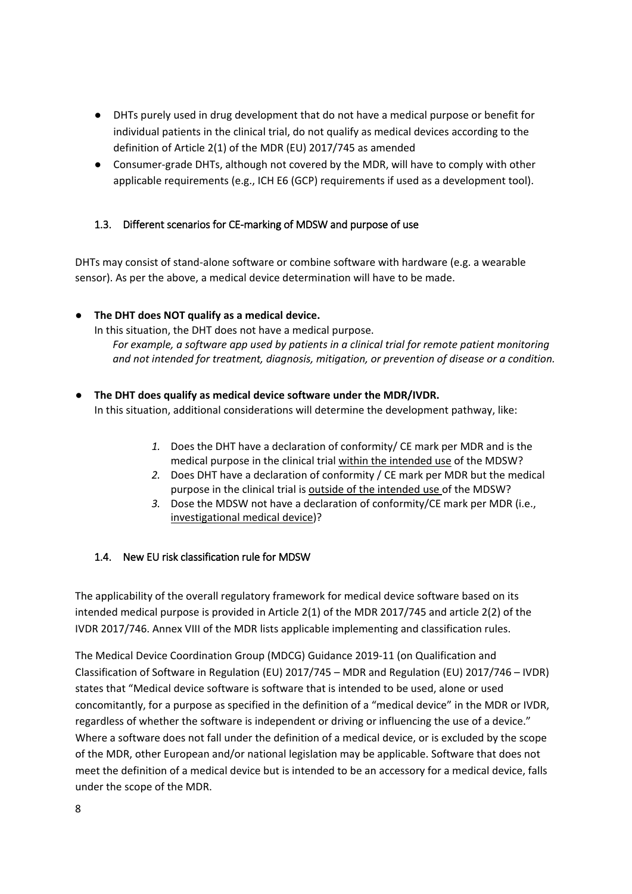- DHTs purely used in drug development that do not have a medical purpose or benefit for individual patients in the clinical trial, do not qualify as medical devices according to the definition of Article 2(1) of the MDR (EU) 2017/745 as amended
- Consumer-grade DHTs, although not covered by the MDR, will have to comply with other applicable requirements (e.g., ICH E6 (GCP) requirements if used as a development tool).

### 1.3. Different scenarios for CE-marking of MDSW and purpose of use

DHTs may consist of stand-alone software or combine software with hardware (e.g. a wearable sensor). As per the above, a medical device determination will have to be made.

- **The DHT does NOT qualify as a medical device.**
  In this situation, the DHT does not have a medical purpose.
  *For example, a software app used by patients in a clinical trial for remote patient monitoring and not intended for treatment, diagnosis, mitigation, or prevention of disease or a condition.*

- **The DHT does qualify as medical device software under the MDR/IVDR.**
  In this situation, additional considerations will determine the development pathway, like:

  1. Does the DHT have a declaration of conformity/ CE mark per MDR and is the medical purpose in the clinical trial <u>within the intended use</u> of the MDSW?
  2. Does DHT have a declaration of conformity / CE mark per MDR but the medical purpose in the clinical trial is <u>outside of the intended use</u> of the MDSW?
  3. Dose the MDSW not have a declaration of conformity/CE mark per MDR (i.e., <u>investigational medical device</u>)?

### 1.4. New EU risk classification rule for MDSW

The applicability of the overall regulatory framework for medical device software based on its intended medical purpose is provided in Article 2(1) of the MDR 2017/745 and article 2(2) of the IVDR 2017/746. Annex VIII of the MDR lists applicable implementing and classification rules.

The Medical Device Coordination Group (MDCG) Guidance 2019-11 (on Qualification and Classification of Software in Regulation (EU) 2017/745 – MDR and Regulation (EU) 2017/746 – IVDR) states that "Medical device software is software that is intended to be used, alone or used concomitantly, for a purpose as specified in the definition of a "medical device" in the MDR or IVDR, regardless of whether the software is independent or driving or influencing the use of a device." Where a software does not fall under the definition of a medical device, or is excluded by the scope of the MDR, other European and/or national legislation may be applicable. Software that does not meet the definition of a medical device but is intended to be an accessory for a medical device, falls under the scope of the MDR.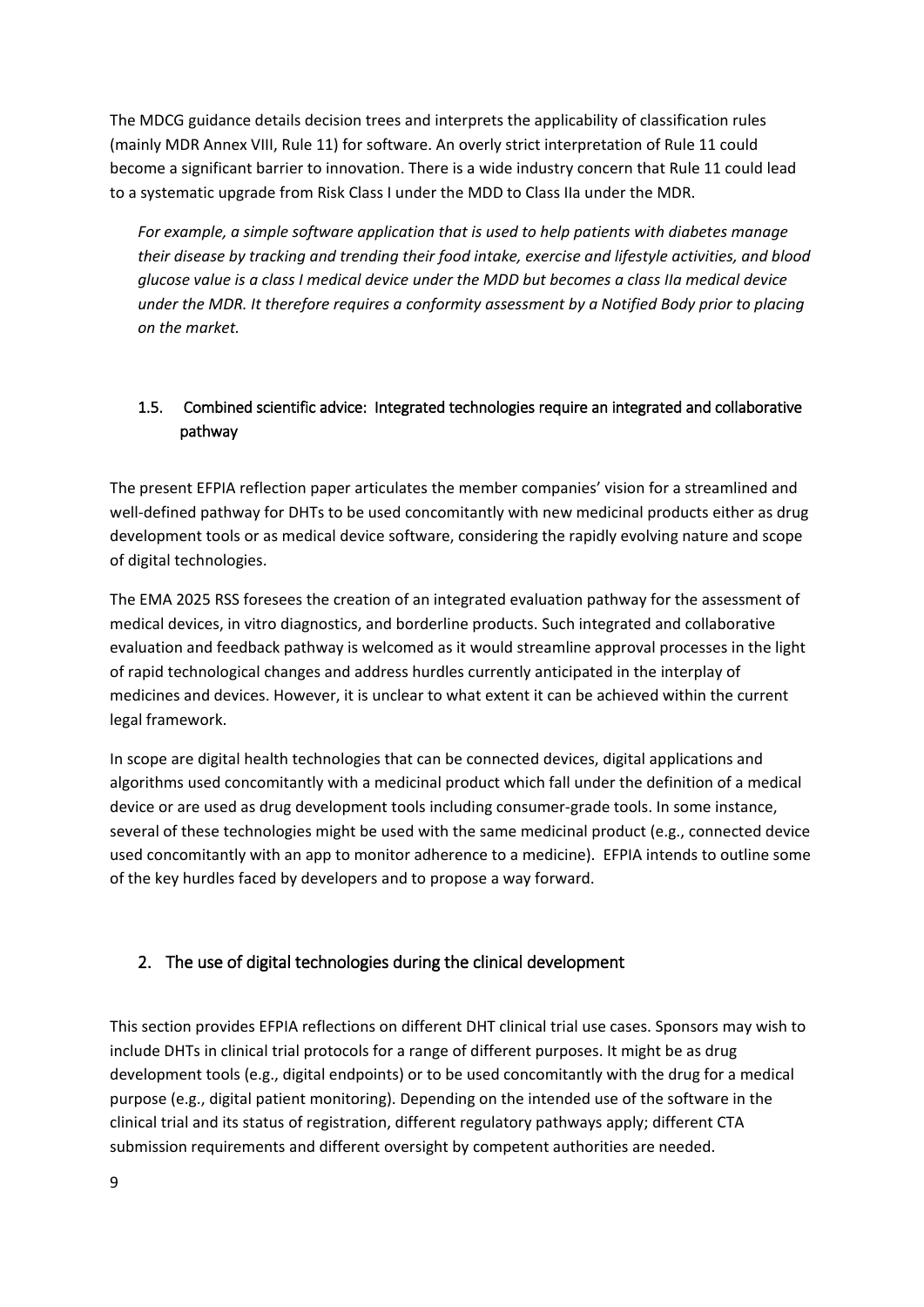The MDCG guidance details decision trees and interprets the applicability of classification rules (mainly MDR Annex VIII, Rule 11) for software. An overly strict interpretation of Rule 11 could become a significant barrier to innovation. There is a wide industry concern that Rule 11 could lead to a systematic upgrade from Risk Class I under the MDD to Class IIa under the MDR.

> *For example, a simple software application that is used to help patients with diabetes manage their disease by tracking and trending their food intake, exercise and lifestyle activities, and blood glucose value is a class I medical device under the MDD but becomes a class IIa medical device under the MDR. It therefore requires a conformity assessment by a Notified Body prior to placing on the market.*

### 1.5. Combined scientific advice: Integrated technologies require an integrated and collaborative pathway

The present EFPIA reflection paper articulates the member companies' vision for a streamlined and well-defined pathway for DHTs to be used concomitantly with new medicinal products either as drug development tools or as medical device software, considering the rapidly evolving nature and scope of digital technologies.

The EMA 2025 RSS foresees the creation of an integrated evaluation pathway for the assessment of medical devices, in vitro diagnostics, and borderline products. Such integrated and collaborative evaluation and feedback pathway is welcomed as it would streamline approval processes in the light of rapid technological changes and address hurdles currently anticipated in the interplay of medicines and devices. However, it is unclear to what extent it can be achieved within the current legal framework.

In scope are digital health technologies that can be connected devices, digital applications and algorithms used concomitantly with a medicinal product which fall under the definition of a medical device or are used as drug development tools including consumer-grade tools. In some instance, several of these technologies might be used with the same medicinal product (e.g., connected device used concomitantly with an app to monitor adherence to a medicine). EFPIA intends to outline some of the key hurdles faced by developers and to propose a way forward.

## 2. The use of digital technologies during the clinical development

This section provides EFPIA reflections on different DHT clinical trial use cases. Sponsors may wish to include DHTs in clinical trial protocols for a range of different purposes. It might be as drug development tools (e.g., digital endpoints) or to be used concomitantly with the drug for a medical purpose (e.g., digital patient monitoring). Depending on the intended use of the software in the clinical trial and its status of registration, different regulatory pathways apply; different CTA submission requirements and different oversight by competent authorities are needed.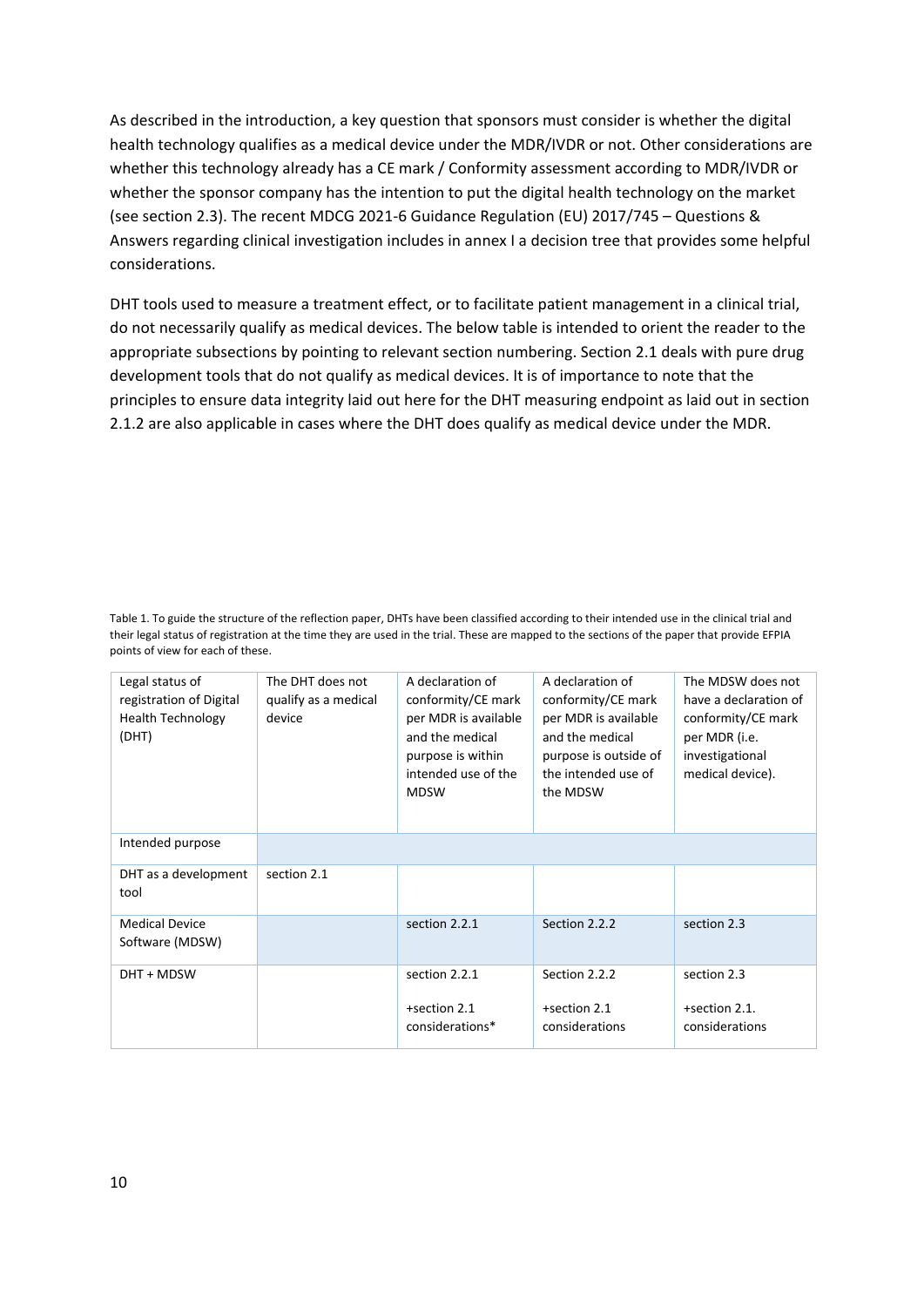As described in the introduction, a key question that sponsors must consider is whether the digital health technology qualifies as a medical device under the MDR/IVDR or not. Other considerations are whether this technology already has a CE mark / Conformity assessment according to MDR/IVDR or whether the sponsor company has the intention to put the digital health technology on the market (see section 2.3). The recent MDCG 2021-6 Guidance Regulation (EU) 2017/745 – Questions & Answers regarding clinical investigation includes in annex I a decision tree that provides some helpful considerations.

DHT tools used to measure a treatment effect, or to facilitate patient management in a clinical trial, do not necessarily qualify as medical devices. The below table is intended to orient the reader to the appropriate subsections by pointing to relevant section numbering. Section 2.1 deals with pure drug development tools that do not qualify as medical devices. It is of importance to note that the principles to ensure data integrity laid out here for the DHT measuring endpoint as laid out in section 2.1.2 are also applicable in cases where the DHT does qualify as medical device under the MDR.

Table 1. To guide the structure of the reflection paper, DHTs have been classified according to their intended use in the clinical trial and their legal status of registration at the time they are used in the trial. These are mapped to the sections of the paper that provide EFPIA points of view for each of these.

| Legal status of registration of Digital Health Technology (DHT) | The DHT does not qualify as a medical device | A declaration of conformity/CE mark per MDR is available and the medical purpose is within intended use of the MDSW | A declaration of conformity/CE mark per MDR is available and the medical purpose is outside of the intended use of the MDSW | The MDSW does not have a declaration of conformity/CE mark per MDR (i.e. investigational medical device). |
|---|---|---|---|---|
| Intended purpose | | | | |
| DHT as a development tool | section 2.1 | | | |
| Medical Device Software (MDSW) | | section 2.2.1 | Section 2.2.2 | section 2.3 |
| DHT + MDSW | | section 2.2.1<br><br>+section 2.1 considerations* | Section 2.2.2<br><br>+section 2.1 considerations | section 2.3<br><br>+section 2.1. considerations |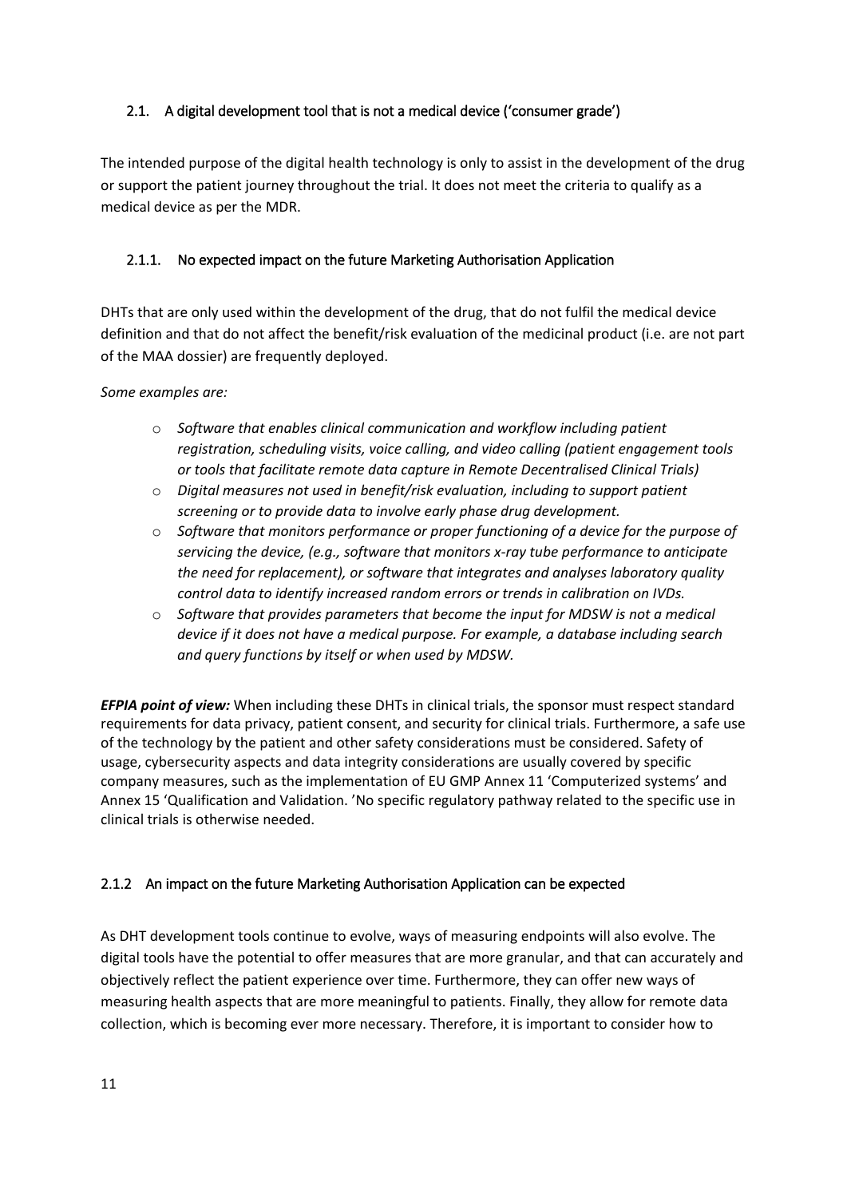### 2.1. A digital development tool that is not a medical device ('consumer grade')

The intended purpose of the digital health technology is only to assist in the development of the drug or support the patient journey throughout the trial. It does not meet the criteria to qualify as a medical device as per the MDR.

#### 2.1.1. No expected impact on the future Marketing Authorisation Application

DHTs that are only used within the development of the drug, that do not fulfil the medical device definition and that do not affect the benefit/risk evaluation of the medicinal product (i.e. are not part of the MAA dossier) are frequently deployed.

*Some examples are:*

- *Software that enables clinical communication and workflow including patient registration, scheduling visits, voice calling, and video calling (patient engagement tools or tools that facilitate remote data capture in Remote Decentralised Clinical Trials)*
- *Digital measures not used in benefit/risk evaluation, including to support patient screening or to provide data to involve early phase drug development.*
- *Software that monitors performance or proper functioning of a device for the purpose of servicing the device, (e.g., software that monitors x-ray tube performance to anticipate the need for replacement), or software that integrates and analyses laboratory quality control data to identify increased random errors or trends in calibration on IVDs.*
- *Software that provides parameters that become the input for MDSW is not a medical device if it does not have a medical purpose. For example, a database including search and query functions by itself or when used by MDSW.*

***EFPIA point of view:*** When including these DHTs in clinical trials, the sponsor must respect standard requirements for data privacy, patient consent, and security for clinical trials. Furthermore, a safe use of the technology by the patient and other safety considerations must be considered. Safety of usage, cybersecurity aspects and data integrity considerations are usually covered by specific company measures, such as the implementation of EU GMP Annex 11 'Computerized systems' and Annex 15 'Qualification and Validation. 'No specific regulatory pathway related to the specific use in clinical trials is otherwise needed.

#### 2.1.2 An impact on the future Marketing Authorisation Application can be expected

As DHT development tools continue to evolve, ways of measuring endpoints will also evolve. The digital tools have the potential to offer measures that are more granular, and that can accurately and objectively reflect the patient experience over time. Furthermore, they can offer new ways of measuring health aspects that are more meaningful to patients. Finally, they allow for remote data collection, which is becoming ever more necessary. Therefore, it is important to consider how to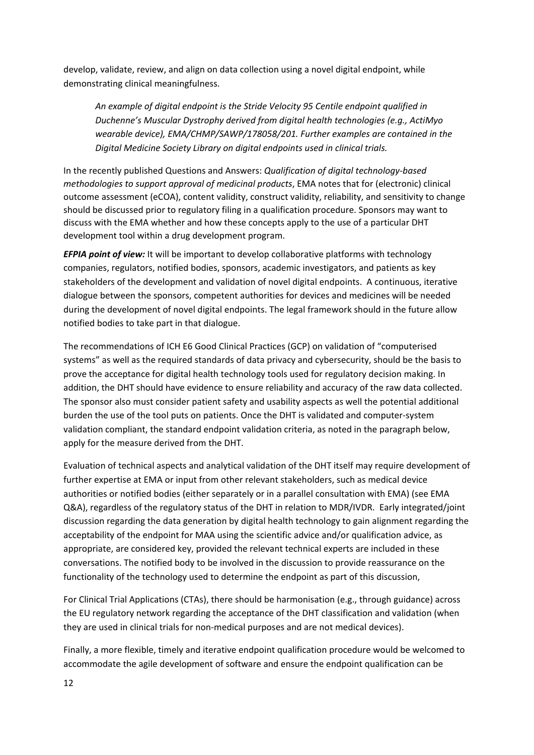develop, validate, review, and align on data collection using a novel digital endpoint, while demonstrating clinical meaningfulness.

> *An example of digital endpoint is the Stride Velocity 95 Centile endpoint qualified in Duchenne's Muscular Dystrophy derived from digital health technologies (e.g., ActiMyo wearable device), EMA/CHMP/SAWP/178058/201. Further examples are contained in the Digital Medicine Society Library on digital endpoints used in clinical trials.*

In the recently published Questions and Answers: *Qualification of digital technology-based methodologies to support approval of medicinal products*, EMA notes that for (electronic) clinical outcome assessment (eCOA), content validity, construct validity, reliability, and sensitivity to change should be discussed prior to regulatory filing in a qualification procedure. Sponsors may want to discuss with the EMA whether and how these concepts apply to the use of a particular DHT development tool within a drug development program.

***EFPIA point of view:*** It will be important to develop collaborative platforms with technology companies, regulators, notified bodies, sponsors, academic investigators, and patients as key stakeholders of the development and validation of novel digital endpoints. A continuous, iterative dialogue between the sponsors, competent authorities for devices and medicines will be needed during the development of novel digital endpoints. The legal framework should in the future allow notified bodies to take part in that dialogue.

The recommendations of ICH E6 Good Clinical Practices (GCP) on validation of "computerised systems" as well as the required standards of data privacy and cybersecurity, should be the basis to prove the acceptance for digital health technology tools used for regulatory decision making. In addition, the DHT should have evidence to ensure reliability and accuracy of the raw data collected. The sponsor also must consider patient safety and usability aspects as well the potential additional burden the use of the tool puts on patients. Once the DHT is validated and computer-system validation compliant, the standard endpoint validation criteria, as noted in the paragraph below, apply for the measure derived from the DHT.

Evaluation of technical aspects and analytical validation of the DHT itself may require development of further expertise at EMA or input from other relevant stakeholders, such as medical device authorities or notified bodies (either separately or in a parallel consultation with EMA) (see EMA Q&A), regardless of the regulatory status of the DHT in relation to MDR/IVDR. Early integrated/joint discussion regarding the data generation by digital health technology to gain alignment regarding the acceptability of the endpoint for MAA using the scientific advice and/or qualification advice, as appropriate, are considered key, provided the relevant technical experts are included in these conversations. The notified body to be involved in the discussion to provide reassurance on the functionality of the technology used to determine the endpoint as part of this discussion,

For Clinical Trial Applications (CTAs), there should be harmonisation (e.g., through guidance) across the EU regulatory network regarding the acceptance of the DHT classification and validation (when they are used in clinical trials for non-medical purposes and are not medical devices).

Finally, a more flexible, timely and iterative endpoint qualification procedure would be welcomed to accommodate the agile development of software and ensure the endpoint qualification can be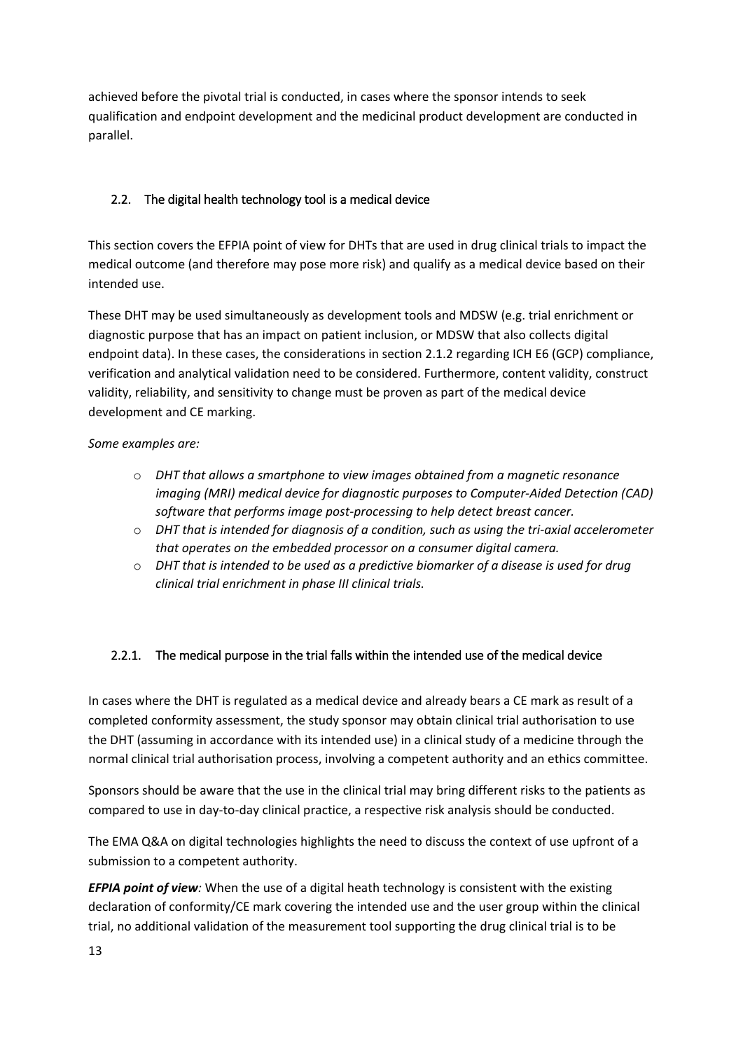achieved before the pivotal trial is conducted, in cases where the sponsor intends to seek qualification and endpoint development and the medicinal product development are conducted in parallel.

## 2.2. The digital health technology tool is a medical device

This section covers the EFPIA point of view for DHTs that are used in drug clinical trials to impact the medical outcome (and therefore may pose more risk) and qualify as a medical device based on their intended use.

These DHT may be used simultaneously as development tools and MDSW (e.g. trial enrichment or diagnostic purpose that has an impact on patient inclusion, or MDSW that also collects digital endpoint data). In these cases, the considerations in section 2.1.2 regarding ICH E6 (GCP) compliance, verification and analytical validation need to be considered. Furthermore, content validity, construct validity, reliability, and sensitivity to change must be proven as part of the medical device development and CE marking.

*Some examples are:*

- *DHT that allows a smartphone to view images obtained from a magnetic resonance imaging (MRI) medical device for diagnostic purposes to Computer-Aided Detection (CAD) software that performs image post-processing to help detect breast cancer.*
- *DHT that is intended for diagnosis of a condition, such as using the tri-axial accelerometer that operates on the embedded processor on a consumer digital camera.*
- *DHT that is intended to be used as a predictive biomarker of a disease is used for drug clinical trial enrichment in phase III clinical trials.*

### 2.2.1. The medical purpose in the trial falls within the intended use of the medical device

In cases where the DHT is regulated as a medical device and already bears a CE mark as result of a completed conformity assessment, the study sponsor may obtain clinical trial authorisation to use the DHT (assuming in accordance with its intended use) in a clinical study of a medicine through the normal clinical trial authorisation process, involving a competent authority and an ethics committee.

Sponsors should be aware that the use in the clinical trial may bring different risks to the patients as compared to use in day-to-day clinical practice, a respective risk analysis should be conducted.

The EMA Q&A on digital technologies highlights the need to discuss the context of use upfront of a submission to a competent authority.

***EFPIA point of view****:* When the use of a digital heath technology is consistent with the existing declaration of conformity/CE mark covering the intended use and the user group within the clinical trial, no additional validation of the measurement tool supporting the drug clinical trial is to be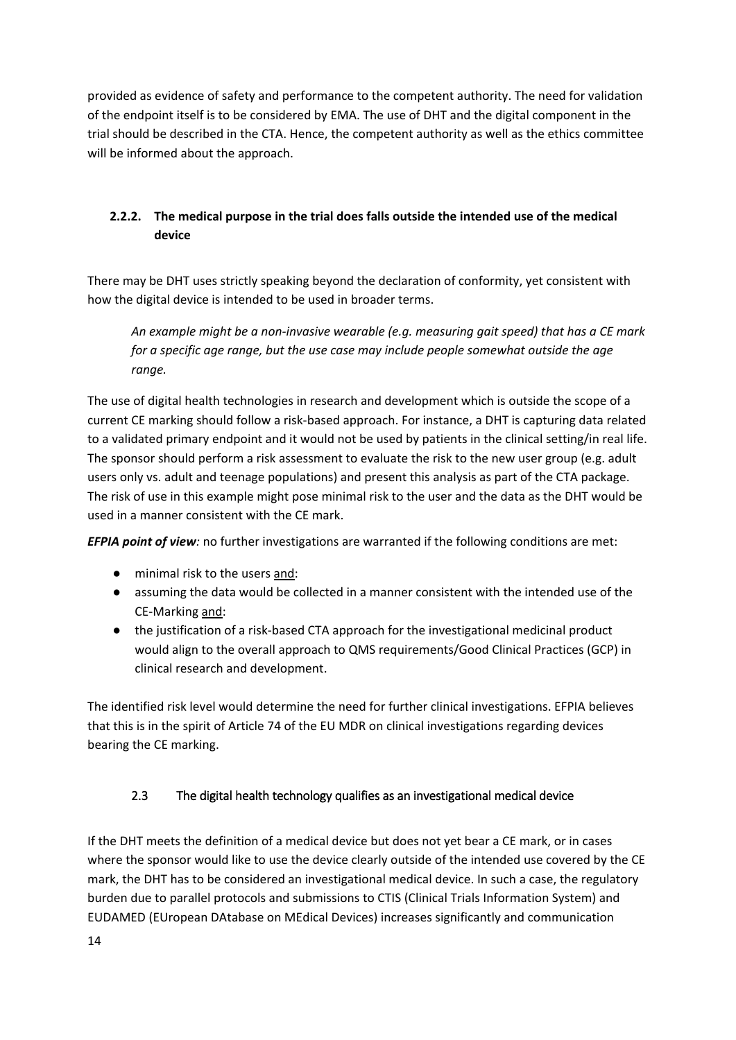provided as evidence of safety and performance to the competent authority. The need for validation of the endpoint itself is to be considered by EMA. The use of DHT and the digital component in the trial should be described in the CTA. Hence, the competent authority as well as the ethics committee will be informed about the approach.

### 2.2.2. The medical purpose in the trial does falls outside the intended use of the medical device

There may be DHT uses strictly speaking beyond the declaration of conformity, yet consistent with how the digital device is intended to be used in broader terms.

> *An example might be a non-invasive wearable (e.g. measuring gait speed) that has a CE mark for a specific age range, but the use case may include people somewhat outside the age range.*

The use of digital health technologies in research and development which is outside the scope of a current CE marking should follow a risk-based approach. For instance, a DHT is capturing data related to a validated primary endpoint and it would not be used by patients in the clinical setting/in real life. The sponsor should perform a risk assessment to evaluate the risk to the new user group (e.g. adult users only vs. adult and teenage populations) and present this analysis as part of the CTA package. The risk of use in this example might pose minimal risk to the user and the data as the DHT would be used in a manner consistent with the CE mark.

***EFPIA point of view:*** no further investigations are warranted if the following conditions are met:

- minimal risk to the users and:
- assuming the data would be collected in a manner consistent with the intended use of the CE-Marking and:
- the justification of a risk-based CTA approach for the investigational medicinal product would align to the overall approach to QMS requirements/Good Clinical Practices (GCP) in clinical research and development.

The identified risk level would determine the need for further clinical investigations. EFPIA believes that this is in the spirit of Article 74 of the EU MDR on clinical investigations regarding devices bearing the CE marking.

## 2.3 The digital health technology qualifies as an investigational medical device

If the DHT meets the definition of a medical device but does not yet bear a CE mark, or in cases where the sponsor would like to use the device clearly outside of the intended use covered by the CE mark, the DHT has to be considered an investigational medical device. In such a case, the regulatory burden due to parallel protocols and submissions to CTIS (Clinical Trials Information System) and EUDAMED (EUropean DAtabase on MEdical Devices) increases significantly and communication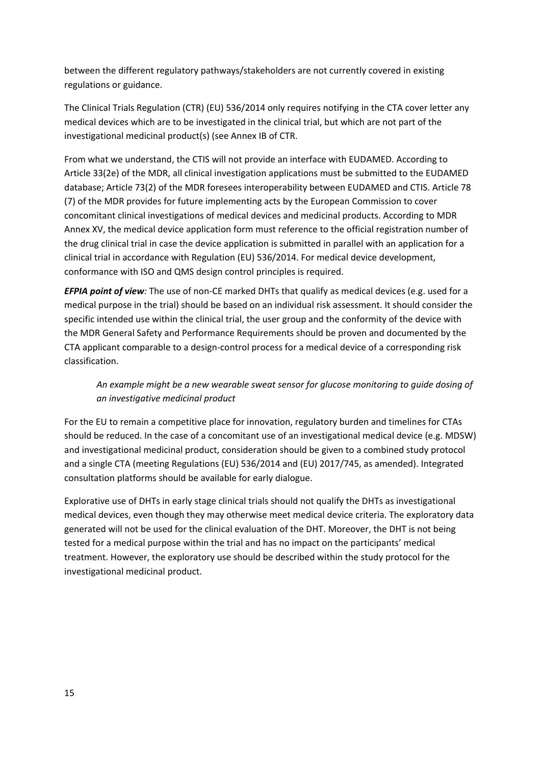between the different regulatory pathways/stakeholders are not currently covered in existing regulations or guidance.

The Clinical Trials Regulation (CTR) (EU) 536/2014 only requires notifying in the CTA cover letter any medical devices which are to be investigated in the clinical trial, but which are not part of the investigational medicinal product(s) (see Annex IB of CTR.

From what we understand, the CTIS will not provide an interface with EUDAMED. According to Article 33(2e) of the MDR, all clinical investigation applications must be submitted to the EUDAMED database; Article 73(2) of the MDR foresees interoperability between EUDAMED and CTIS. Article 78 (7) of the MDR provides for future implementing acts by the European Commission to cover concomitant clinical investigations of medical devices and medicinal products. According to MDR Annex XV, the medical device application form must reference to the official registration number of the drug clinical trial in case the device application is submitted in parallel with an application for a clinical trial in accordance with Regulation (EU) 536/2014. For medical device development, conformance with ISO and QMS design control principles is required.

***EFPIA point of view****:* The use of non-CE marked DHTs that qualify as medical devices (e.g. used for a medical purpose in the trial) should be based on an individual risk assessment. It should consider the specific intended use within the clinical trial, the user group and the conformity of the device with the MDR General Safety and Performance Requirements should be proven and documented by the CTA applicant comparable to a design-control process for a medical device of a corresponding risk classification.

> *An example might be a new wearable sweat sensor for glucose monitoring to guide dosing of an investigative medicinal product*

For the EU to remain a competitive place for innovation, regulatory burden and timelines for CTAs should be reduced. In the case of a concomitant use of an investigational medical device (e.g. MDSW) and investigational medicinal product, consideration should be given to a combined study protocol and a single CTA (meeting Regulations (EU) 536/2014 and (EU) 2017/745, as amended). Integrated consultation platforms should be available for early dialogue.

Explorative use of DHTs in early stage clinical trials should not qualify the DHTs as investigational medical devices, even though they may otherwise meet medical device criteria. The exploratory data generated will not be used for the clinical evaluation of the DHT. Moreover, the DHT is not being tested for a medical purpose within the trial and has no impact on the participants' medical treatment. However, the exploratory use should be described within the study protocol for the investigational medicinal product.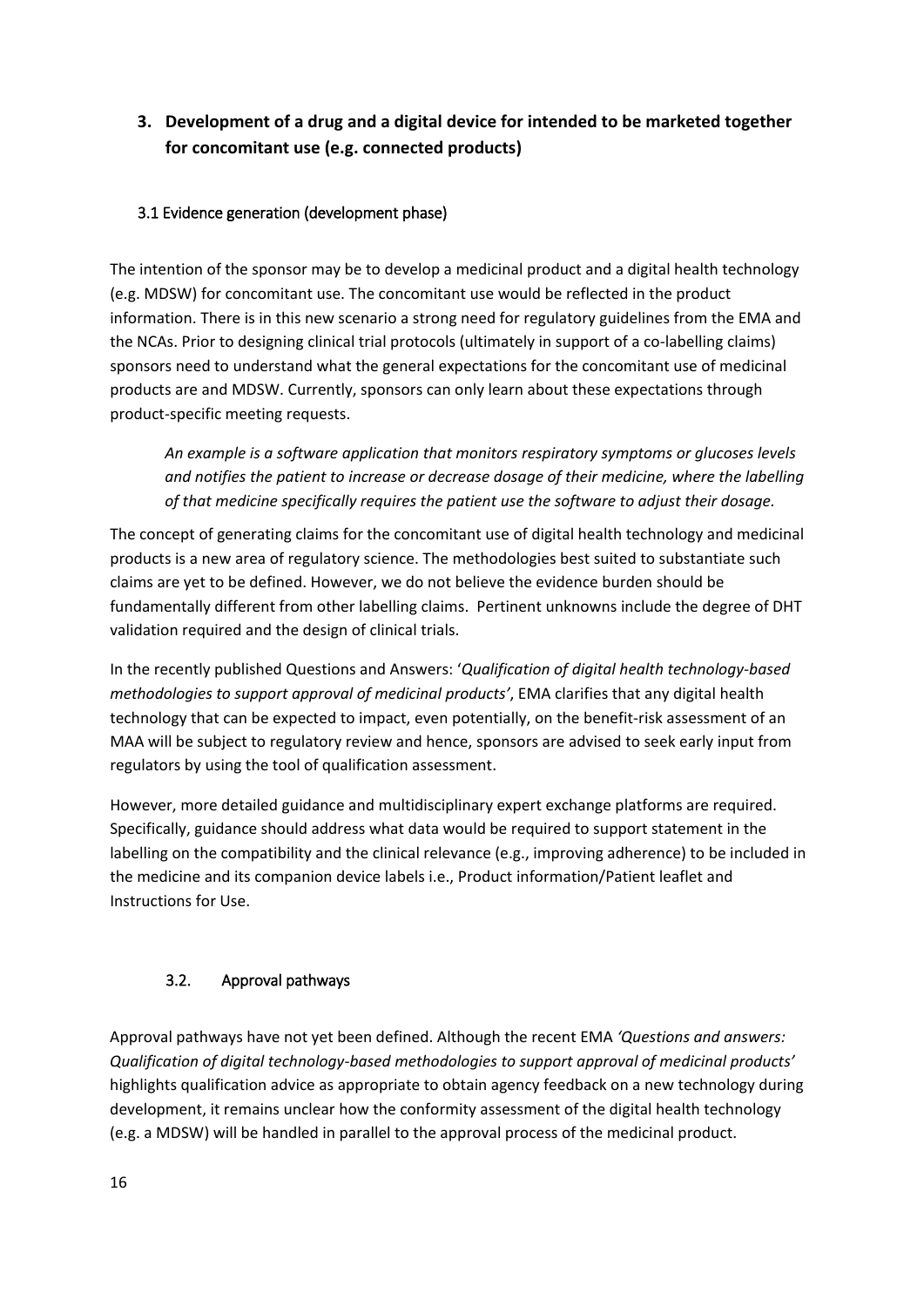## 3. Development of a drug and a digital device for intended to be marketed together for concomitant use (e.g. connected products)

### 3.1 Evidence generation (development phase)

The intention of the sponsor may be to develop a medicinal product and a digital health technology (e.g. MDSW) for concomitant use. The concomitant use would be reflected in the product information. There is in this new scenario a strong need for regulatory guidelines from the EMA and the NCAs. Prior to designing clinical trial protocols (ultimately in support of a co-labelling claims) sponsors need to understand what the general expectations for the concomitant use of medicinal products are and MDSW. Currently, sponsors can only learn about these expectations through product-specific meeting requests.

> *An example is a software application that monitors respiratory symptoms or glucoses levels and notifies the patient to increase or decrease dosage of their medicine, where the labelling of that medicine specifically requires the patient use the software to adjust their dosage.*

The concept of generating claims for the concomitant use of digital health technology and medicinal products is a new area of regulatory science. The methodologies best suited to substantiate such claims are yet to be defined. However, we do not believe the evidence burden should be fundamentally different from other labelling claims. Pertinent unknowns include the degree of DHT validation required and the design of clinical trials.

In the recently published Questions and Answers: '*Qualification of digital health technology-based methodologies to support approval of medicinal products'*, EMA clarifies that any digital health technology that can be expected to impact, even potentially, on the benefit-risk assessment of an MAA will be subject to regulatory review and hence, sponsors are advised to seek early input from regulators by using the tool of qualification assessment.

However, more detailed guidance and multidisciplinary expert exchange platforms are required. Specifically, guidance should address what data would be required to support statement in the labelling on the compatibility and the clinical relevance (e.g., improving adherence) to be included in the medicine and its companion device labels i.e., Product information/Patient leaflet and Instructions for Use.

### 3.2. Approval pathways

Approval pathways have not yet been defined. Although the recent EMA *'Questions and answers: Qualification of digital technology-based methodologies to support approval of medicinal products'* highlights qualification advice as appropriate to obtain agency feedback on a new technology during development, it remains unclear how the conformity assessment of the digital health technology (e.g. a MDSW) will be handled in parallel to the approval process of the medicinal product.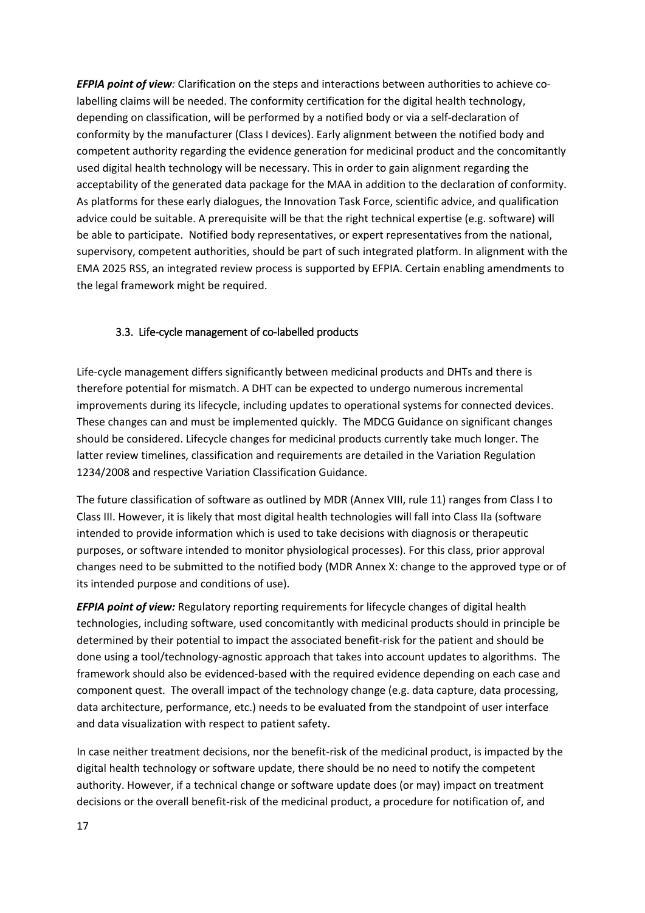***EFPIA point of view**:* Clarification on the steps and interactions between authorities to achieve co-labelling claims will be needed. The conformity certification for the digital health technology, depending on classification, will be performed by a notified body or via a self-declaration of conformity by the manufacturer (Class I devices). Early alignment between the notified body and competent authority regarding the evidence generation for medicinal product and the concomitantly used digital health technology will be necessary. This in order to gain alignment regarding the acceptability of the generated data package for the MAA in addition to the declaration of conformity. As platforms for these early dialogues, the Innovation Task Force, scientific advice, and qualification advice could be suitable. A prerequisite will be that the right technical expertise (e.g. software) will be able to participate. Notified body representatives, or expert representatives from the national, supervisory, competent authorities, should be part of such integrated platform. In alignment with the EMA 2025 RSS, an integrated review process is supported by EFPIA. Certain enabling amendments to the legal framework might be required.

### 3.3. Life-cycle management of co-labelled products

Life-cycle management differs significantly between medicinal products and DHTs and there is therefore potential for mismatch. A DHT can be expected to undergo numerous incremental improvements during its lifecycle, including updates to operational systems for connected devices. These changes can and must be implemented quickly. The MDCG Guidance on significant changes should be considered. Lifecycle changes for medicinal products currently take much longer. The latter review timelines, classification and requirements are detailed in the Variation Regulation 1234/2008 and respective Variation Classification Guidance.

The future classification of software as outlined by MDR (Annex VIII, rule 11) ranges from Class I to Class III. However, it is likely that most digital health technologies will fall into Class IIa (software intended to provide information which is used to take decisions with diagnosis or therapeutic purposes, or software intended to monitor physiological processes). For this class, prior approval changes need to be submitted to the notified body (MDR Annex X: change to the approved type or of its intended purpose and conditions of use).

***EFPIA point of view:*** Regulatory reporting requirements for lifecycle changes of digital health technologies, including software, used concomitantly with medicinal products should in principle be determined by their potential to impact the associated benefit-risk for the patient and should be done using a tool/technology-agnostic approach that takes into account updates to algorithms. The framework should also be evidenced-based with the required evidence depending on each case and component quest. The overall impact of the technology change (e.g. data capture, data processing, data architecture, performance, etc.) needs to be evaluated from the standpoint of user interface and data visualization with respect to patient safety.

In case neither treatment decisions, nor the benefit-risk of the medicinal product, is impacted by the digital health technology or software update, there should be no need to notify the competent authority. However, if a technical change or software update does (or may) impact on treatment decisions or the overall benefit-risk of the medicinal product, a procedure for notification of, and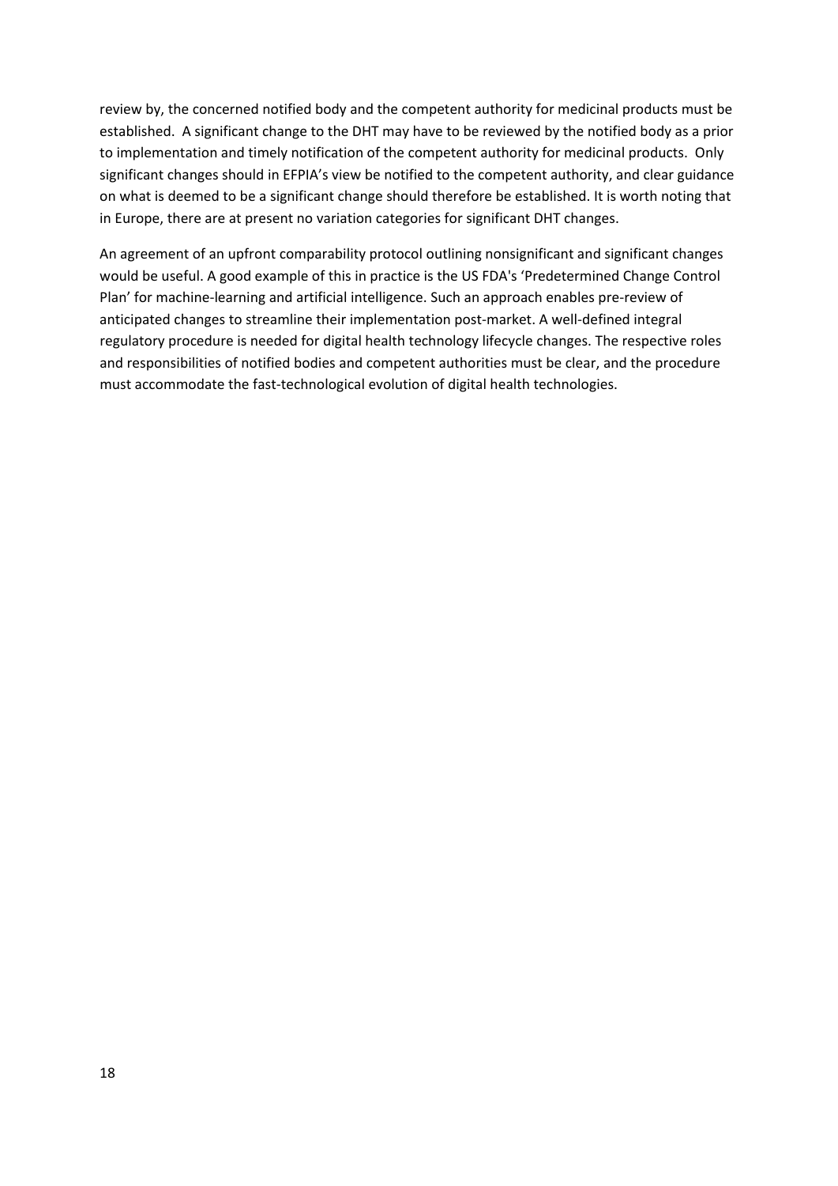review by, the concerned notified body and the competent authority for medicinal products must be established. A significant change to the DHT may have to be reviewed by the notified body as a prior to implementation and timely notification of the competent authority for medicinal products. Only significant changes should in EFPIA's view be notified to the competent authority, and clear guidance on what is deemed to be a significant change should therefore be established. It is worth noting that in Europe, there are at present no variation categories for significant DHT changes.

An agreement of an upfront comparability protocol outlining nonsignificant and significant changes would be useful. A good example of this in practice is the US FDA's 'Predetermined Change Control Plan' for machine-learning and artificial intelligence. Such an approach enables pre-review of anticipated changes to streamline their implementation post-market. A well-defined integral regulatory procedure is needed for digital health technology lifecycle changes. The respective roles and responsibilities of notified bodies and competent authorities must be clear, and the procedure must accommodate the fast-technological evolution of digital health technologies.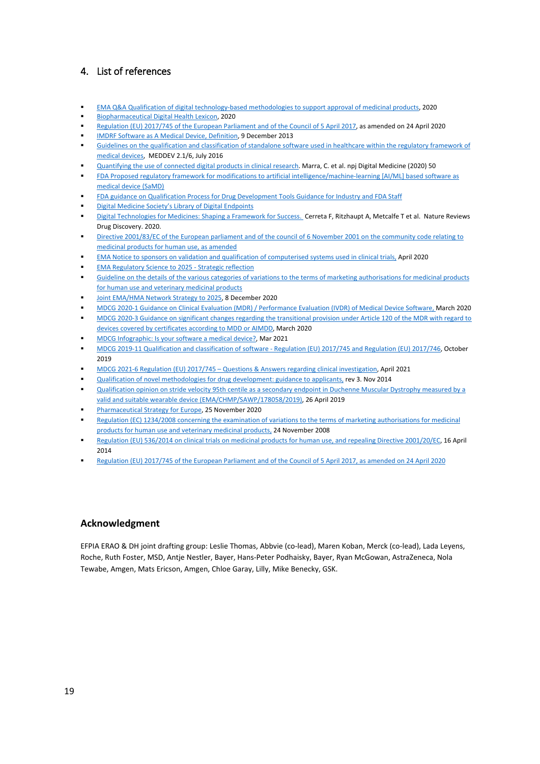## 4. List of references

- EMA Q&A Qualification of digital technology-based methodologies to support approval of medicinal products, 2020
- Biopharmaceutical Digital Health Lexicon, 2020
- Regulation (EU) 2017/745 of the European Parliament and of the Council of 5 April 2017, as amended on 24 April 2020
- IMDRF Software as A Medical Device, Definition, 9 December 2013
- Guidelines on the qualification and classification of standalone software used in healthcare within the regulatory framework of medical devices, MEDDEV 2.1/6, July 2016
- Quantifying the use of connected digital products in clinical research. Marra, C. et al. npj Digital Medicine (2020) 50
- FDA Proposed regulatory framework for modifications to artificial intelligence/machine-learning [AI/ML] based software as medical device (SaMD)
- FDA guidance on Qualification Process for Drug Development Tools Guidance for Industry and FDA Staff
- Digital Medicine Society's Library of Digital Endpoints
- Digital Technologies for Medicines: Shaping a Framework for Success. Cereta F, Ritzhaupt A, Metcalfe T et al. Nature Reviews Drug Discovery. 2020.
- Directive 2001/83/EC of the European parliament and of the council of 6 November 2001 on the community code relating to medicinal products for human use, as amended
- EMA Notice to sponsors on validation and qualification of computerised systems used in clinical trials, April 2020
- EMA Regulatory Science to 2025 - Strategic reflection
- Guideline on the details of the various categories of variations to the terms of marketing authorisations for medicinal products for human use and veterinary medicinal products
- Joint EMA/HMA Network Strategy to 2025, 8 December 2020
- MDCG 2020-1 Guidance on Clinical Evaluation (MDR) / Performance Evaluation (IVDR) of Medical Device Software, March 2020
- MDCG 2020-3 Guidance on significant changes regarding the transitional provision under Article 120 of the MDR with regard to devices covered by certificates according to MDD or AIMDD, March 2020
- MDCG Infographic: Is your software a medical device?, Mar 2021
- MDCG 2019-11 Qualification and classification of software - Regulation (EU) 2017/745 and Regulation (EU) 2017/746, October 2019
- MDCG 2021-6 Regulation (EU) 2017/745 – Questions & Answers regarding clinical investigation, April 2021
- Qualification of novel methodologies for drug development: guidance to applicants, rev 3. Nov 2014
- Qualification opinion on stride velocity 95th centile as a secondary endpoint in Duchenne Muscular Dystrophy measured by a valid and suitable wearable device (EMA/CHMP/SAWP/178058/2019), 26 April 2019
- Pharmaceutical Strategy for Europe, 25 November 2020
- Regulation (EC) 1234/2008 concerning the examination of variations to the terms of marketing authorisations for medicinal products for human use and veterinary medicinal products, 24 November 2008
- Regulation (EU) 536/2014 on clinical trials on medicinal products for human use, and repealing Directive 2001/20/EC, 16 April 2014
- Regulation (EU) 2017/745 of the European Parliament and of the Council of 5 April 2017, as amended on 24 April 2020

## Acknowledgment

EFPIA ERAO & DH joint drafting group: Leslie Thomas, Abbvie (co-lead), Maren Koban, Merck (co-lead), Lada Leyens, Roche, Ruth Foster, MSD, Antje Nestler, Bayer, Hans-Peter Podhaisky, Bayer, Ryan McGowan, AstraZeneca, Nola Tewabe, Amgen, Mats Ericson, Amgen, Chloe Garay, Lilly, Mike Benecky, GSK.